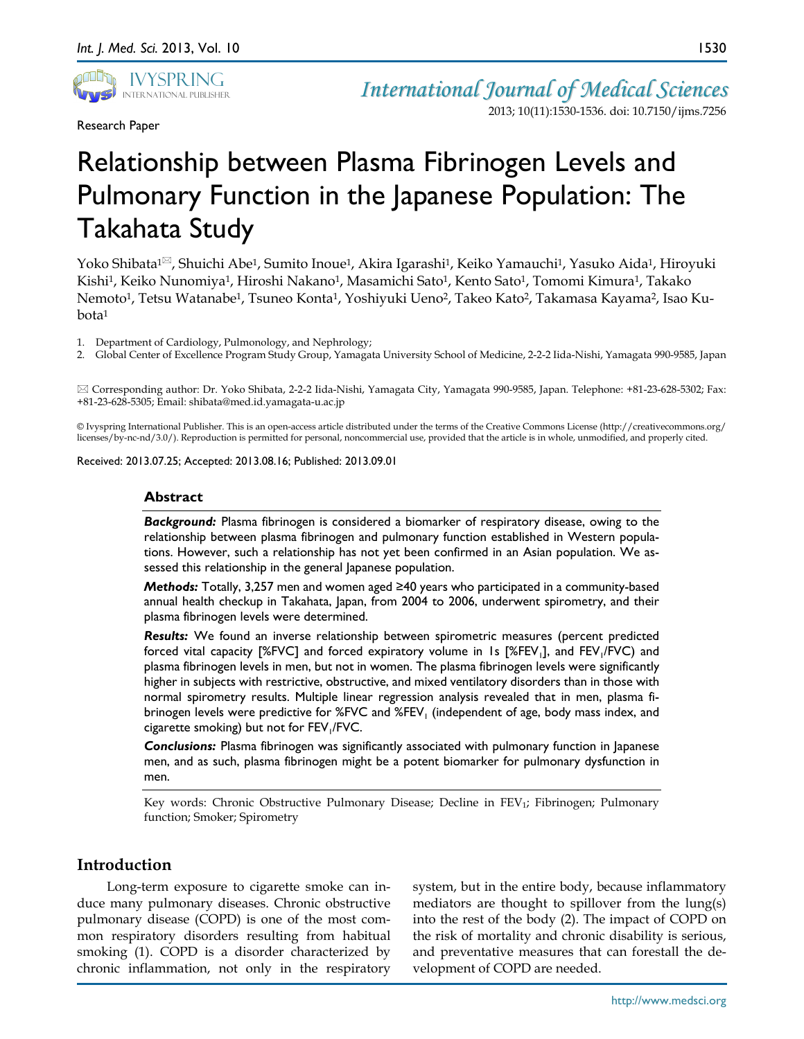Research Paper

# Relationship between Plasma Fibrinogen Levels and Pulmonary Function in the Japanese Population: The Takahata Study

Yoko Shibata[1]✉, Shuichi Abe[1], Sumito Inoue[1], Akira Igarashi[1], Keiko Yamauchi[1], Yasuko Aida[1], Hiroyuki Kishi[1], Keiko Nunomiya[1], Hiroshi Nakano[1], Masamichi Sato[1], Kento Sato[1], Tomomi Kimura[1], Takako Nemoto[1], Tetsu Watanabe[1], Tsuneo Konta[1], Yoshiyuki Ueno[2], Takeo Kato[2], Takamasa Kayama[2], Isao Kubota[1]

1. Department of Cardiology, Pulmonology, and Nephrology;
2. Global Center of Excellence Program Study Group, Yamagata University School of Medicine, 2-2-2 Iida-Nishi, Yamagata 990-9585, Japan

✉ Corresponding author: Dr. Yoko Shibata, 2-2-2 Iida-Nishi, Yamagata City, Yamagata 990-9585, Japan. Telephone: +81-23-628-5302; Fax: +81-23-628-5305; Email: shibata@med.id.yamagata-u.ac.jp

© Ivyspring International Publisher. This is an open-access article distributed under the terms of the Creative Commons License (http://creativecommons.org/licenses/by-nc-nd/3.0/). Reproduction is permitted for personal, noncommercial use, provided that the article is in whole, unmodified, and properly cited.

Received: 2013.07.25; Accepted: 2013.08.16; Published: 2013.09.01

## Abstract

***Background:*** Plasma fibrinogen is considered a biomarker of respiratory disease, owing to the relationship between plasma fibrinogen and pulmonary function established in Western populations. However, such a relationship has not yet been confirmed in an Asian population. We assessed this relationship in the general Japanese population.

***Methods:*** Totally, 3,257 men and women aged ≥40 years who participated in a community-based annual health checkup in Takahata, Japan, from 2004 to 2006, underwent spirometry, and their plasma fibrinogen levels were determined.

***Results:*** We found an inverse relationship between spirometric measures (percent predicted forced vital capacity [%FVC] and forced expiratory volume in 1s [%$FEV_1$], and $FEV_1$/FVC) and plasma fibrinogen levels in men, but not in women. The plasma fibrinogen levels were significantly higher in subjects with restrictive, obstructive, and mixed ventilatory disorders than in those with normal spirometry results. Multiple linear regression analysis revealed that in men, plasma fibrinogen levels were predictive for %FVC and %$FEV_1$ (independent of age, body mass index, and cigarette smoking) but not for $FEV_1$/FVC.

***Conclusions:*** Plasma fibrinogen was significantly associated with pulmonary function in Japanese men, and as such, plasma fibrinogen might be a potent biomarker for pulmonary dysfunction in men.

Key words: Chronic Obstructive Pulmonary Disease; Decline in $FEV_1$; Fibrinogen; Pulmonary function; Smoker; Spirometry

## Introduction

Long-term exposure to cigarette smoke can induce many pulmonary diseases. Chronic obstructive pulmonary disease (COPD) is one of the most common respiratory disorders resulting from habitual smoking (1). COPD is a disorder characterized by chronic inflammation, not only in the respiratory system, but in the entire body, because inflammatory mediators are thought to spillover from the lung(s) into the rest of the body (2). The impact of COPD on the risk of mortality and chronic disability is serious, and preventative measures that can forestall the development of COPD are needed.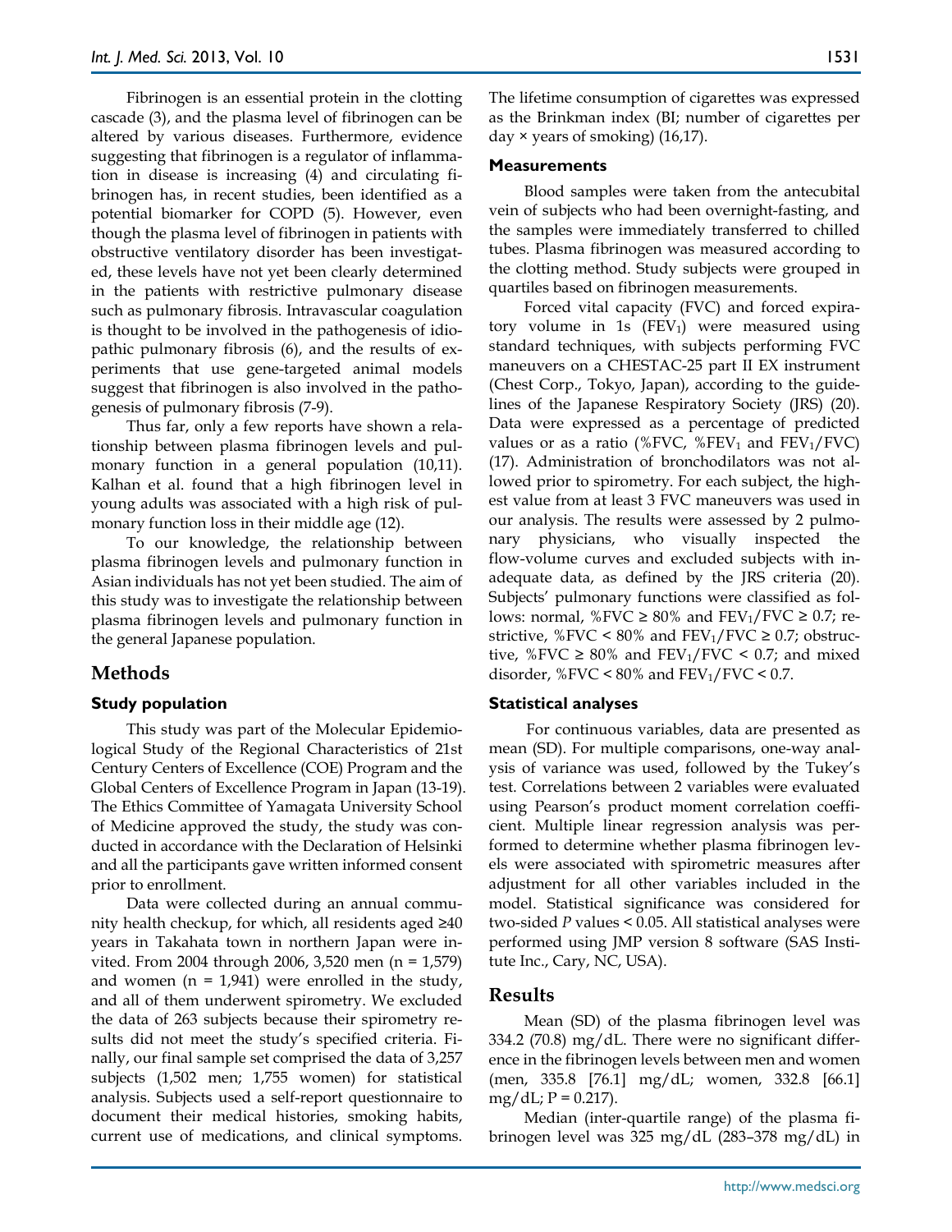Fibrinogen is an essential protein in the clotting cascade (3), and the plasma level of fibrinogen can be altered by various diseases. Furthermore, evidence suggesting that fibrinogen is a regulator of inflammation in disease is increasing (4) and circulating fibrinogen has, in recent studies, been identified as a potential biomarker for COPD (5). However, even though the plasma level of fibrinogen in patients with obstructive ventilatory disorder has been investigated, these levels have not yet been clearly determined in the patients with restrictive pulmonary disease such as pulmonary fibrosis. Intravascular coagulation is thought to be involved in the pathogenesis of idiopathic pulmonary fibrosis (6), and the results of experiments that use gene-targeted animal models suggest that fibrinogen is also involved in the pathogenesis of pulmonary fibrosis (7-9).

Thus far, only a few reports have shown a relationship between plasma fibrinogen levels and pulmonary function in a general population (10,11). Kalhan et al. found that a high fibrinogen level in young adults was associated with a high risk of pulmonary function loss in their middle age (12).

To our knowledge, the relationship between plasma fibrinogen levels and pulmonary function in Asian individuals has not yet been studied. The aim of this study was to investigate the relationship between plasma fibrinogen levels and pulmonary function in the general Japanese population.

## Methods

### Study population

This study was part of the Molecular Epidemiological Study of the Regional Characteristics of 21st Century Centers of Excellence (COE) Program and the Global Centers of Excellence Program in Japan (13-19). The Ethics Committee of Yamagata University School of Medicine approved the study, the study was conducted in accordance with the Declaration of Helsinki and all the participants gave written informed consent prior to enrollment.

Data were collected during an annual community health checkup, for which, all residents aged ≥40 years in Takahata town in northern Japan were invited. From 2004 through 2006, 3,520 men (n = 1,579) and women (n = 1,941) were enrolled in the study, and all of them underwent spirometry. We excluded the data of 263 subjects because their spirometry results did not meet the study's specified criteria. Finally, our final sample set comprised the data of 3,257 subjects (1,502 men; 1,755 women) for statistical analysis. Subjects used a self-report questionnaire to document their medical histories, smoking habits, current use of medications, and clinical symptoms. The lifetime consumption of cigarettes was expressed as the Brinkman index (BI; number of cigarettes per day × years of smoking) (16,17).

### Measurements

Blood samples were taken from the antecubital vein of subjects who had been overnight-fasting, and the samples were immediately transferred to chilled tubes. Plasma fibrinogen was measured according to the clotting method. Study subjects were grouped in quartiles based on fibrinogen measurements.

Forced vital capacity (FVC) and forced expiratory volume in 1s ($FEV_1$) were measured using standard techniques, with subjects performing FVC maneuvers on a CHESTAC-25 part II EX instrument (Chest Corp., Tokyo, Japan), according to the guidelines of the Japanese Respiratory Society (JRS) (20). Data were expressed as a percentage of predicted values or as a ratio (%FVC, %$FEV_1$ and $FEV_1$/FVC) (17). Administration of bronchodilators was not allowed prior to spirometry. For each subject, the highest value from at least 3 FVC maneuvers was used in our analysis. The results were assessed by 2 pulmonary physicians, who visually inspected the flow-volume curves and excluded subjects with inadequate data, as defined by the JRS criteria (20). Subjects' pulmonary functions were classified as follows: normal, %FVC ≥ 80% and $FEV_1$/FVC ≥ 0.7; restrictive, %FVC < 80% and $FEV_1$/FVC ≥ 0.7; obstructive, %FVC ≥ 80% and $FEV_1$/FVC < 0.7; and mixed disorder, %FVC < 80% and $FEV_1$/FVC < 0.7.

### Statistical analyses

For continuous variables, data are presented as mean (SD). For multiple comparisons, one-way analysis of variance was used, followed by the Tukey's test. Correlations between 2 variables were evaluated using Pearson's product moment correlation coefficient. Multiple linear regression analysis was performed to determine whether plasma fibrinogen levels were associated with spirometric measures after adjustment for all other variables included in the model. Statistical significance was considered for two-sided $P$ values < 0.05. All statistical analyses were performed using JMP version 8 software (SAS Institute Inc., Cary, NC, USA).

## Results

Mean (SD) of the plasma fibrinogen level was 334.2 (70.8) mg/dL. There were no significant difference in the fibrinogen levels between men and women (men, 335.8 [76.1] mg/dL; women, 332.8 [66.1] mg/dL; P = 0.217).

Median (inter-quartile range) of the plasma fibrinogen level was 325 mg/dL (283–378 mg/dL) in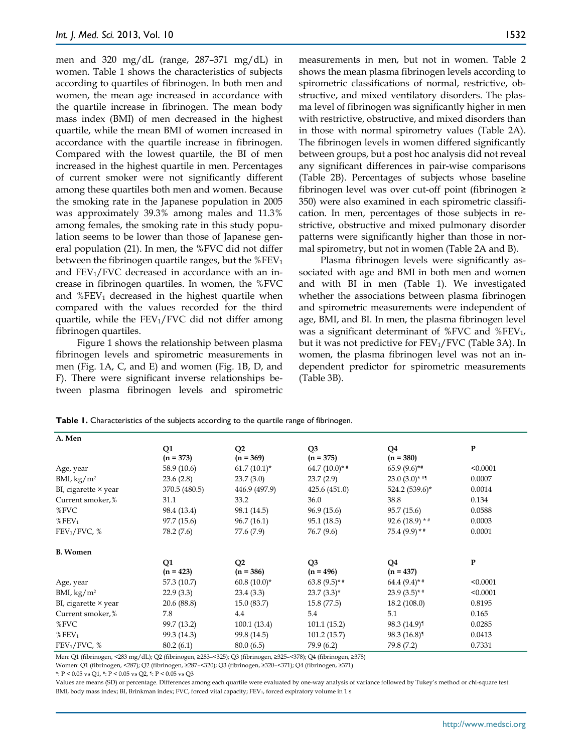men and 320 mg/dL (range, 287–371 mg/dL) in women. Table 1 shows the characteristics of subjects according to quartiles of fibrinogen. In both men and women, the mean age increased in accordance with the quartile increase in fibrinogen. The mean body mass index (BMI) of men decreased in the highest quartile, while the mean BMI of women increased in accordance with the quartile increase in fibrinogen. Compared with the lowest quartile, the BI of men increased in the highest quartile in men. Percentages of current smoker were not significantly different among these quartiles both men and women. Because the smoking rate in the Japanese population in 2005 was approximately 39.3% among males and 11.3% among females, the smoking rate in this study population seems to be lower than those of Japanese general population (21). In men, the %FVC did not differ between the fibrinogen quartile ranges, but the $\%FEV_1$ and $FEV_1/FVC$ decreased in accordance with an increase in fibrinogen quartiles. In women, the %FVC and $\%FEV_1$ decreased in the highest quartile when compared with the values recorded for the third quartile, while the $FEV_1/FVC$ did not differ among fibrinogen quartiles.

Figure 1 shows the relationship between plasma fibrinogen levels and spirometric measurements in men (Fig. 1A, C, and E) and women (Fig. 1B, D, and F). There were significant inverse relationships between plasma fibrinogen levels and spirometric measurements in men, but not in women. Table 2 shows the mean plasma fibrinogen levels according to spirometric classifications of normal, restrictive, obstructive, and mixed ventilatory disorders. The plasma level of fibrinogen was significantly higher in men with restrictive, obstructive, and mixed disorders than in those with normal spirometry values (Table 2A). The fibrinogen levels in women differed significantly between groups, but a post hoc analysis did not reveal any significant differences in pair-wise comparisons (Table 2B). Percentages of subjects whose baseline fibrinogen level was over cut-off point (fibrinogen ≥ 350) were also examined in each spirometric classification. In men, percentages of those subjects in restrictive, obstructive and mixed pulmonary disorder patterns were significantly higher than those in normal spirometry, but not in women (Table 2A and B).

Plasma fibrinogen levels were significantly associated with age and BMI in both men and women and with BI in men (Table 1). We investigated whether the associations between plasma fibrinogen and spirometric measurements were independent of age, BMI, and BI. In men, the plasma fibrinogen level was a significant determinant of %FVC and $\%FEV_1$, but it was not predictive for $FEV_1/FVC$ (Table 3A). In women, the plasma fibrinogen level was not an independent predictor for spirometric measurements (Table 3B).

**Table 1.** Characteristics of the subjects according to the quartile range of fibrinogen.

| **A. Men** | Q1 (n = 373) | Q2 (n = 369) | Q3 (n = 375) | Q4 (n = 380) | P |
|---|---|---|---|---|---|
| Age, year | 58.9 (10.6) | 61.7 (10.1)* | 64.7 (10.0)*# | 65.9 (9.6)*# | <0.0001 |
| BMI, kg/m² | 23.6 (2.8) | 23.7 (3.0) | 23.7 (2.9) | 23.0 (3.0)*#¶ | 0.0007 |
| BI, cigarette × year | 370.5 (480.5) | 446.9 (497.9) | 425.6 (451.0) | 524.2 (539.6)* | 0.0014 |
| Current smoker, % | 31.1 | 33.2 | 36.0 | 38.8 | 0.134 |
| %FVC | 98.4 (13.4) | 98.1 (14.5) | 96.9 (15.6) | 95.7 (15.6) | 0.0588 |
| $\%FEV_1$ | 97.7 (15.6) | 96.7 (16.1) | 95.1 (18.5) | 92.6 (18.9) *# | 0.0003 |
| $FEV_1/FVC$, % | 78.2 (7.6) | 77.6 (7.9) | 76.7 (9.6) | 75.4 (9.9) *# | 0.0001 |
| **B. Women** | Q1 (n = 423) | Q2 (n = 386) | Q3 (n = 496) | Q4 (n = 437) | P |
| Age, year | 57.3 (10.7) | 60.8 (10.0)* | 63.8 (9.5)*# | 64.4 (9.4)*# | <0.0001 |
| BMI, kg/m² | 22.9 (3.3) | 23.4 (3.3) | 23.7 (3.3)* | 23.9 (3.5)*# | <0.0001 |
| BI, cigarette × year | 20.6 (88.8) | 15.0 (83.7) | 15.8 (77.5) | 18.2 (108.0) | 0.8195 |
| Current smoker, % | 7.8 | 4.4 | 5.4 | 5.1 | 0.165 |
| %FVC | 99.7 (13.2) | 100.1 (13.4) | 101.1 (15.2) | 98.3 (14.9)¶ | 0.0285 |
| $\%FEV_1$ | 99.3 (14.3) | 99.8 (14.5) | 101.2 (15.7) | 98.3 (16.8)¶ | 0.0413 |
| $FEV_1/FVC$, % | 80.2 (6.1) | 80.0 (6.5) | 79.9 (6.2) | 79.8 (7.2) | 0.7331 |

Men: Q1 (fibrinogen, <283 mg/dL); Q2 (fibrinogen, ≥283–<325); Q3 (fibrinogen, ≥325–<378); Q4 (fibrinogen, ≥378)
Women: Q1 (fibrinogen, <287); Q2 (fibrinogen, ≥287–<320); Q3 (fibrinogen, ≥320–<371); Q4 (fibrinogen, ≥371)
*: P < 0.05 vs Q1, #: P < 0.05 vs Q2, ¶: P < 0.05 vs Q3
Values are means (SD) or percentage. Differences among each quartile were evaluated by one-way analysis of variance followed by Tukey's method or chi-square test.
BMI, body mass index; BI, Brinkman index; FVC, forced vital capacity; $FEV_1$, forced expiratory volume in 1 s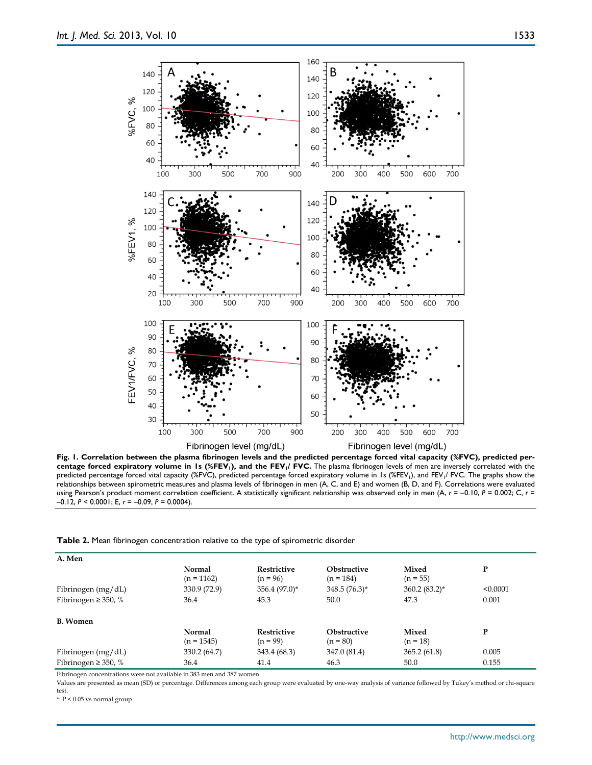**Fig. 1. Correlation between the plasma fibrinogen levels and the predicted percentage forced vital capacity (%FVC), predicted percentage forced expiratory volume in 1s (%$FEV_1$), and the $FEV_1$/ FVC.** The plasma fibrinogen levels of men are inversely correlated with the predicted percentage forced vital capacity (%FVC), predicted percentage forced expiratory volume in 1s (%$FEV_1$), and $FEV_1$/ FVC. The graphs show the relationships between spirometric measures and plasma levels of fibrinogen in men (A, C, and E) and women (B, D, and F). Correlations were evaluated using Pearson's product moment correlation coefficient. A statistically significant relationship was observed only in men (A, $r$ = –0.10, $P$ = 0.002; C, $r$ = –0.12, $P$ < 0.0001; E, $r$ = –0.09, $P$ = 0.0004).

**Table 2.** Mean fibrinogen concentration relative to the type of spirometric disorder

| **A. Men** | | | | | |
|---|---|---|---|---|---|
| | **Normal** (n = 1162) | **Restrictive** (n = 96) | **Obstructive** (n = 184) | **Mixed** (n = 55) | **P** |
| Fibrinogen (mg/dL) | 330.9 (72.9) | 356.4 (97.0)* | 348.5 (76.3)* | 360.2 (83.2)* | <0.0001 |
| Fibrinogen ≥ 350, % | 36.4 | 45.3 | 50.0 | 47.3 | 0.001 |
| **B. Women** | | | | | |
| | **Normal** (n = 1545) | **Restrictive** (n = 99) | **Obstructive** (n = 80) | **Mixed** (n = 18) | **P** |
| Fibrinogen (mg/dL) | 330.2 (64.7) | 343.4 (68.3) | 347.0 (81.4) | 365.2 (61.8) | 0.005 |
| Fibrinogen ≥ 350, % | 36.4 | 41.4 | 46.3 | 50.0 | 0.155 |

Fibrinogen concentrations were not available in 383 men and 387 women.

Values are presented as mean (SD) or percentage. Differences among each group were evaluated by one-way analysis of variance followed by Tukey's method or chi-square test.

*: P < 0.05 vs normal group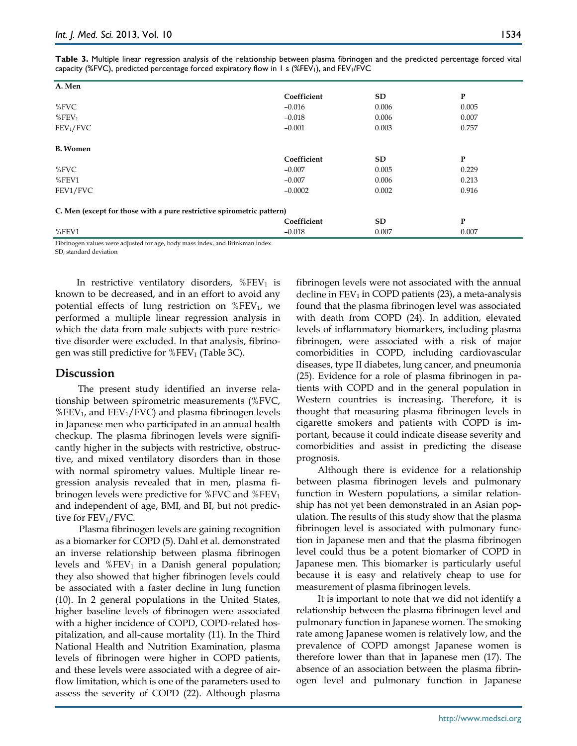**Table 3.** Multiple linear regression analysis of the relationship between plasma fibrinogen and the predicted percentage forced vital capacity (%FVC), predicted percentage forced expiratory flow in 1 s (%$FEV_1$), and $FEV_1$/FVC

| A. Men | | | |
|---|---|---|---|
| | Coefficient | SD | P |
| %FVC | −0.016 | 0.006 | 0.005 |
| %$FEV_1$ | −0.018 | 0.006 | 0.007 |
| $FEV_1$/FVC | −0.001 | 0.003 | 0.757 |
| **B. Women** | | | |
| | Coefficient | SD | P |
| %FVC | −0.007 | 0.005 | 0.229 |
| %FEV1 | −0.007 | 0.006 | 0.213 |
| FEV1/FVC | −0.0002 | 0.002 | 0.916 |
| **C. Men (except for those with a pure restrictive spirometric pattern)** | | | |
| | Coefficient | SD | P |
| %FEV1 | −0.018 | 0.007 | 0.007 |

Fibrinogen values were adjusted for age, body mass index, and Brinkman index.
SD, standard deviation

In restrictive ventilatory disorders, %$FEV_1$ is known to be decreased, and in an effort to avoid any potential effects of lung restriction on %$FEV_1$, we performed a multiple linear regression analysis in which the data from male subjects with pure restrictive disorder were excluded. In that analysis, fibrinogen was still predictive for %$FEV_1$ (Table 3C).

## Discussion

The present study identified an inverse relationship between spirometric measurements (%FVC, %$FEV_1$, and $FEV_1$/FVC) and plasma fibrinogen levels in Japanese men who participated in an annual health checkup. The plasma fibrinogen levels were significantly higher in the subjects with restrictive, obstructive, and mixed ventilatory disorders than in those with normal spirometry values. Multiple linear regression analysis revealed that in men, plasma fibrinogen levels were predictive for %FVC and %$FEV_1$ and independent of age, BMI, and BI, but not predictive for $FEV_1$/FVC.

Plasma fibrinogen levels are gaining recognition as a biomarker for COPD (5). Dahl et al. demonstrated an inverse relationship between plasma fibrinogen levels and %$FEV_1$ in a Danish general population; they also showed that higher fibrinogen levels could be associated with a faster decline in lung function (10). In 2 general populations in the United States, higher baseline levels of fibrinogen were associated with a higher incidence of COPD, COPD-related hospitalization, and all-cause mortality (11). In the Third National Health and Nutrition Examination, plasma levels of fibrinogen were higher in COPD patients, and these levels were associated with a degree of airflow limitation, which is one of the parameters used to assess the severity of COPD (22). Although plasma fibrinogen levels were not associated with the annual decline in $FEV_1$ in COPD patients (23), a meta-analysis found that the plasma fibrinogen level was associated with death from COPD (24). In addition, elevated levels of inflammatory biomarkers, including plasma fibrinogen, were associated with a risk of major comorbidities in COPD, including cardiovascular diseases, type II diabetes, lung cancer, and pneumonia (25). Evidence for a role of plasma fibrinogen in patients with COPD and in the general population in Western countries is increasing. Therefore, it is thought that measuring plasma fibrinogen levels in cigarette smokers and patients with COPD is important, because it could indicate disease severity and comorbidities and assist in predicting the disease prognosis.

Although there is evidence for a relationship between plasma fibrinogen levels and pulmonary function in Western populations, a similar relationship has not yet been demonstrated in an Asian population. The results of this study show that the plasma fibrinogen level is associated with pulmonary function in Japanese men and that the plasma fibrinogen level could thus be a potent biomarker of COPD in Japanese men. This biomarker is particularly useful because it is easy and relatively cheap to use for measurement of plasma fibrinogen levels.

It is important to note that we did not identify a relationship between the plasma fibrinogen level and pulmonary function in Japanese women. The smoking rate among Japanese women is relatively low, and the prevalence of COPD amongst Japanese women is therefore lower than that in Japanese men (17). The absence of an association between the plasma fibrinogen level and pulmonary function in Japanese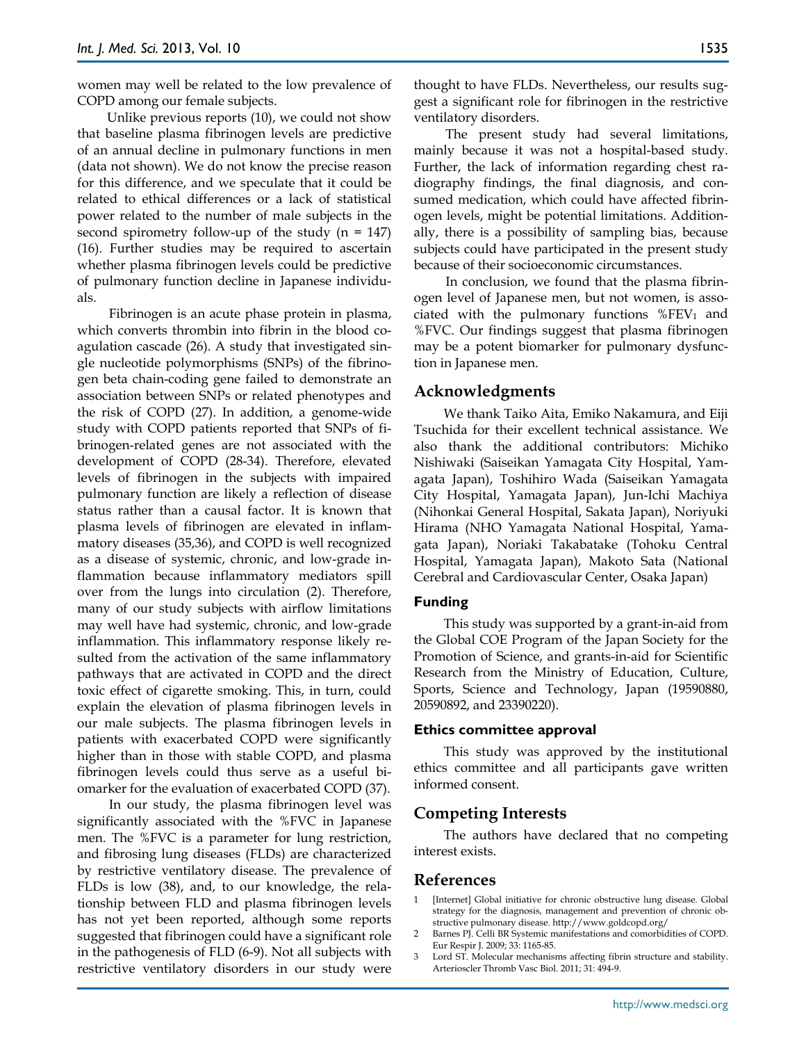women may well be related to the low prevalence of COPD among our female subjects.

Unlike previous reports (10), we could not show that baseline plasma fibrinogen levels are predictive of an annual decline in pulmonary functions in men (data not shown). We do not know the precise reason for this difference, and we speculate that it could be related to ethical differences or a lack of statistical power related to the number of male subjects in the second spirometry follow-up of the study (n = 147) (16). Further studies may be required to ascertain whether plasma fibrinogen levels could be predictive of pulmonary function decline in Japanese individuals.

Fibrinogen is an acute phase protein in plasma, which converts thrombin into fibrin in the blood coagulation cascade (26). A study that investigated single nucleotide polymorphisms (SNPs) of the fibrinogen beta chain-coding gene failed to demonstrate an association between SNPs or related phenotypes and the risk of COPD (27). In addition, a genome-wide study with COPD patients reported that SNPs of fibrinogen-related genes are not associated with the development of COPD (28-34). Therefore, elevated levels of fibrinogen in the subjects with impaired pulmonary function are likely a reflection of disease status rather than a causal factor. It is known that plasma levels of fibrinogen are elevated in inflammatory diseases (35,36), and COPD is well recognized as a disease of systemic, chronic, and low-grade inflammation because inflammatory mediators spill over from the lungs into circulation (2). Therefore, many of our study subjects with airflow limitations may well have had systemic, chronic, and low-grade inflammation. This inflammatory response likely resulted from the activation of the same inflammatory pathways that are activated in COPD and the direct toxic effect of cigarette smoking. This, in turn, could explain the elevation of plasma fibrinogen levels in our male subjects. The plasma fibrinogen levels in patients with exacerbated COPD were significantly higher than in those with stable COPD, and plasma fibrinogen levels could thus serve as a useful biomarker for the evaluation of exacerbated COPD (37).

In our study, the plasma fibrinogen level was significantly associated with the %FVC in Japanese men. The %FVC is a parameter for lung restriction, and fibrosing lung diseases (FLDs) are characterized by restrictive ventilatory disease. The prevalence of FLDs is low (38), and, to our knowledge, the relationship between FLD and plasma fibrinogen levels has not yet been reported, although some reports suggested that fibrinogen could have a significant role in the pathogenesis of FLD (6-9). Not all subjects with restrictive ventilatory disorders in our study were thought to have FLDs. Nevertheless, our results suggest a significant role for fibrinogen in the restrictive ventilatory disorders.

The present study had several limitations, mainly because it was not a hospital-based study. Further, the lack of information regarding chest radiography findings, the final diagnosis, and consumed medication, which could have affected fibrinogen levels, might be potential limitations. Additionally, there is a possibility of sampling bias, because subjects could have participated in the present study because of their socioeconomic circumstances.

In conclusion, we found that the plasma fibrinogen level of Japanese men, but not women, is associated with the pulmonary functions $\%FEV_1$ and %FVC. Our findings suggest that plasma fibrinogen may be a potent biomarker for pulmonary dysfunction in Japanese men.

## Acknowledgments

We thank Taiko Aita, Emiko Nakamura, and Eiji Tsuchida for their excellent technical assistance. We also thank the additional contributors: Michiko Nishiwaki (Saiseikan Yamagata City Hospital, Yamagata Japan), Toshihiro Wada (Saiseikan Yamagata City Hospital, Yamagata Japan), Jun-Ichi Machiya (Nihonkai General Hospital, Sakata Japan), Noriyuki Hirama (NHO Yamagata National Hospital, Yamagata Japan), Noriaki Takabatake (Tohoku Central Hospital, Yamagata Japan), Makoto Sata (National Cerebral and Cardiovascular Center, Osaka Japan)

### Funding

This study was supported by a grant-in-aid from the Global COE Program of the Japan Society for the Promotion of Science, and grants-in-aid for Scientific Research from the Ministry of Education, Culture, Sports, Science and Technology, Japan (19590880, 20590892, and 23390220).

### Ethics committee approval

This study was approved by the institutional ethics committee and all participants gave written informed consent.

## Competing Interests

The authors have declared that no competing interest exists.

## References

1. [Internet] Global initiative for chronic obstructive lung disease. Global strategy for the diagnosis, management and prevention of chronic obstructive pulmonary disease. http://www.goldcopd.org/
2. Barnes PJ. Celli BR Systemic manifestations and comorbidities of COPD. Eur Respir J. 2009; 33: 1165-85.
3. Lord ST. Molecular mechanisms affecting fibrin structure and stability. Arterioscler Thromb Vasc Biol. 2011; 31: 494-9.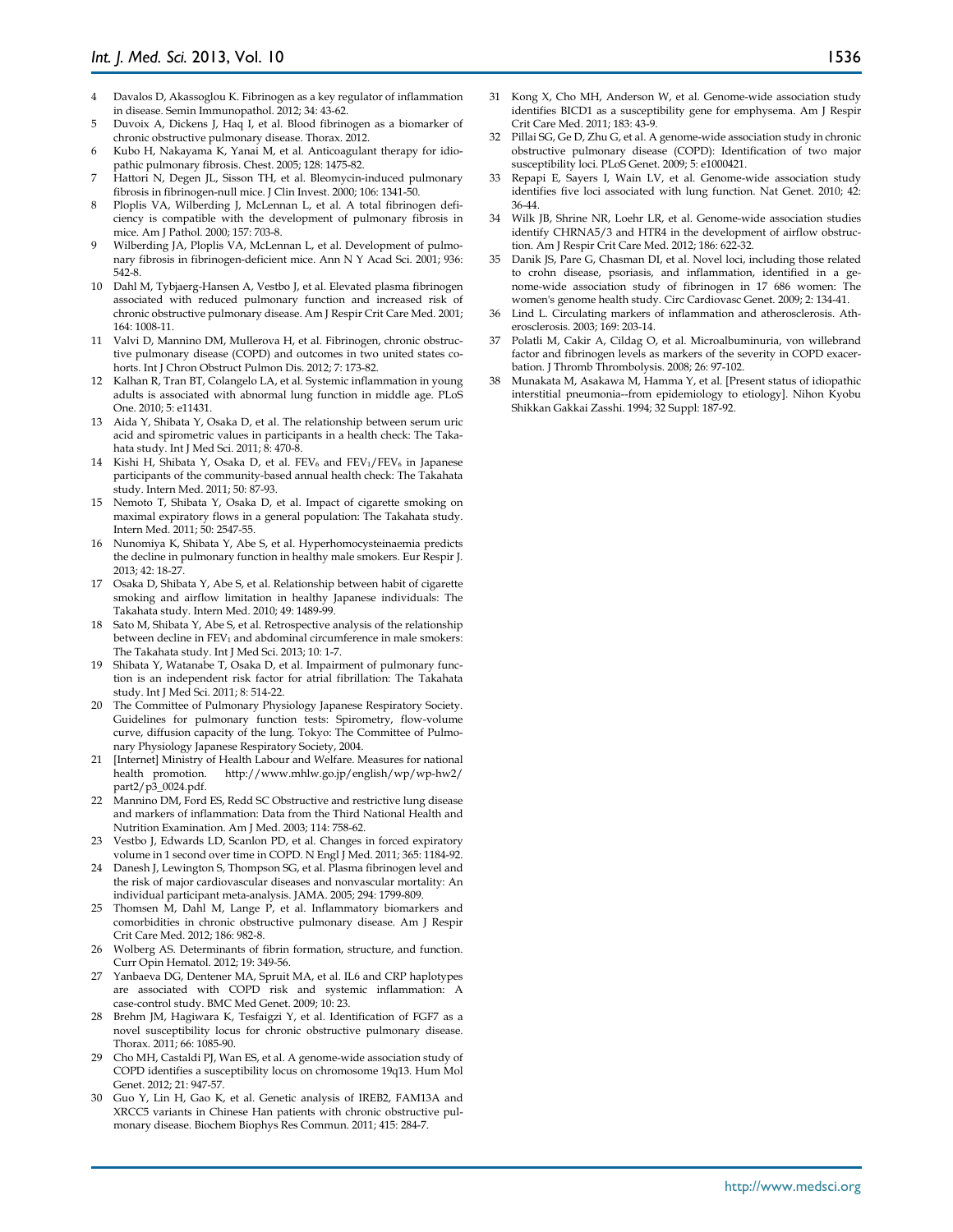4. Davalos D, Akassoglou K. Fibrinogen as a key regulator of inflammation in disease. Semin Immunopathol. 2012; 34: 43-62.
5. Duvoix A, Dickens J, Haq I, et al. Blood fibrinogen as a biomarker of chronic obstructive pulmonary disease. Thorax. 2012.
6. Kubo H, Nakayama K, Yanai M, et al. Anticoagulant therapy for idiopathic pulmonary fibrosis. Chest. 2005; 128: 1475-82.
7. Hattori N, Degen JL, Sisson TH, et al. Bleomycin-induced pulmonary fibrosis in fibrinogen-null mice. J Clin Invest. 2000; 106: 1341-50.
8. Ploplis VA, Wilberding J, McLennan L, et al. A total fibrinogen deficiency is compatible with the development of pulmonary fibrosis in mice. Am J Pathol. 2000; 157: 703-8.
9. Wilberding JA, Ploplis VA, McLennan L, et al. Development of pulmonary fibrosis in fibrinogen-deficient mice. Ann N Y Acad Sci. 2001; 936: 542-8.
10. Dahl M, Tybjaerg-Hansen A, Vestbo J, et al. Elevated plasma fibrinogen associated with reduced pulmonary function and increased risk of chronic obstructive pulmonary disease. Am J Respir Crit Care Med. 2001; 164: 1008-11.
11. Valvi D, Mannino DM, Mullerova H, et al. Fibrinogen, chronic obstructive pulmonary disease (COPD) and outcomes in two united states cohorts. Int J Chron Obstruct Pulmon Dis. 2012; 7: 173-82.
12. Kalhan R, Tran BT, Colangelo LA, et al. Systemic inflammation in young adults is associated with abnormal lung function in middle age. PLoS One. 2010; 5: e11431.
13. Aida Y, Shibata Y, Osaka D, et al. The relationship between serum uric acid and spirometric values in participants in a health check: The Takahata study. Int J Med Sci. 2011; 8: 470-8.
14. Kishi H, Shibata Y, Osaka D, et al. $FEV_6$ and $FEV_1/FEV_6$ in Japanese participants of the community-based annual health check: The Takahata study. Intern Med. 2011; 50: 87-93.
15. Nemoto T, Shibata Y, Osaka D, et al. Impact of cigarette smoking on maximal expiratory flows in a general population: The Takahata study. Intern Med. 2011; 50: 2547-55.
16. Nunomiya K, Shibata Y, Abe S, et al. Hyperhomocysteinaemia predicts the decline in pulmonary function in healthy male smokers. Eur Respir J. 2013; 42: 18-27.
17. Osaka D, Shibata Y, Abe S, et al. Relationship between habit of cigarette smoking and airflow limitation in healthy Japanese individuals: The Takahata study. Intern Med. 2010; 49: 1489-99.
18. Sato M, Shibata Y, Abe S, et al. Retrospective analysis of the relationship between decline in $FEV_1$ and abdominal circumference in male smokers: The Takahata study. Int J Med Sci. 2013; 10: 1-7.
19. Shibata Y, Watanabe T, Osaka D, et al. Impairment of pulmonary function is an independent risk factor for atrial fibrillation: The Takahata study. Int J Med Sci. 2011; 8: 514-22.
20. The Committee of Pulmonary Physiology Japanese Respiratory Society. Guidelines for pulmonary function tests: Spirometry, flow-volume curve, diffusion capacity of the lung. Tokyo: The Committee of Pulmonary Physiology Japanese Respiratory Society, 2004.
21. [Internet] Ministry of Health Labour and Welfare. Measures for national health promotion. http://www.mhlw.go.jp/english/wp/wp-hw2/part2/p3_0024.pdf.
22. Mannino DM, Ford ES, Redd SC Obstructive and restrictive lung disease and markers of inflammation: Data from the Third National Health and Nutrition Examination. Am J Med. 2003; 114: 758-62.
23. Vestbo J, Edwards LD, Scanlon PD, et al. Changes in forced expiratory volume in 1 second over time in COPD. N Engl J Med. 2011; 365: 1184-92.
24. Danesh J, Lewington S, Thompson SG, et al. Plasma fibrinogen level and the risk of major cardiovascular diseases and nonvascular mortality: An individual participant meta-analysis. JAMA. 2005; 294: 1799-809.
25. Thomsen M, Dahl M, Lange P, et al. Inflammatory biomarkers and comorbidities in chronic obstructive pulmonary disease. Am J Respir Crit Care Med. 2012; 186: 982-8.
26. Wolberg AS. Determinants of fibrin formation, structure, and function. Curr Opin Hematol. 2012; 19: 349-56.
27. Yanbaeva DG, Dentener MA, Spruit MA, et al. IL6 and CRP haplotypes are associated with COPD risk and systemic inflammation: A case-control study. BMC Med Genet. 2009; 10: 23.
28. Brehm JM, Hagiwara K, Tesfaigzi Y, et al. Identification of FGF7 as a novel susceptibility locus for chronic obstructive pulmonary disease. Thorax. 2011; 66: 1085-90.
29. Cho MH, Castaldi PJ, Wan ES, et al. A genome-wide association study of COPD identifies a susceptibility locus on chromosome 19q13. Hum Mol Genet. 2012; 21: 947-57.
30. Guo Y, Lin H, Gao K, et al. Genetic analysis of IREB2, FAM13A and XRCC5 variants in Chinese Han patients with chronic obstructive pulmonary disease. Biochem Biophys Res Commun. 2011; 415: 284-7.
31. Kong X, Cho MH, Anderson W, et al. Genome-wide association study identifies BICD1 as a susceptibility gene for emphysema. Am J Respir Crit Care Med. 2011; 183: 43-9.
32. Pillai SG, Ge D, Zhu G, et al. A genome-wide association study in chronic obstructive pulmonary disease (COPD): Identification of two major susceptibility loci. PLoS Genet. 2009; 5: e1000421.
33. Repapi E, Sayers I, Wain LV, et al. Genome-wide association study identifies five loci associated with lung function. Nat Genet. 2010; 42: 36-44.
34. Wilk JB, Shrine NR, Loehr LR, et al. Genome-wide association studies identify CHRNA5/3 and HTR4 in the development of airflow obstruction. Am J Respir Crit Care Med. 2012; 186: 622-32.
35. Danik JS, Pare G, Chasman DI, et al. Novel loci, including those related to crohn disease, psoriasis, and inflammation, identified in a genome-wide association study of fibrinogen in 17 686 women: The women's genome health study. Circ Cardiovasc Genet. 2009; 2: 134-41.
36. Lind L. Circulating markers of inflammation and atherosclerosis. Atherosclerosis. 2003; 169: 203-14.
37. Polatli M, Cakir A, Cildag O, et al. Microalbuminuria, von willebrand factor and fibrinogen levels as markers of the severity in COPD exacerbation. J Thromb Thrombolysis. 2008; 26: 97-102.
38. Munakata M, Asakawa M, Hamma Y, et al. [Present status of idiopathic interstitial pneumonia--from epidemiology to etiology]. Nihon Kyobu Shikkan Gakkai Zasshi. 1994; 32 Suppl: 187-92.